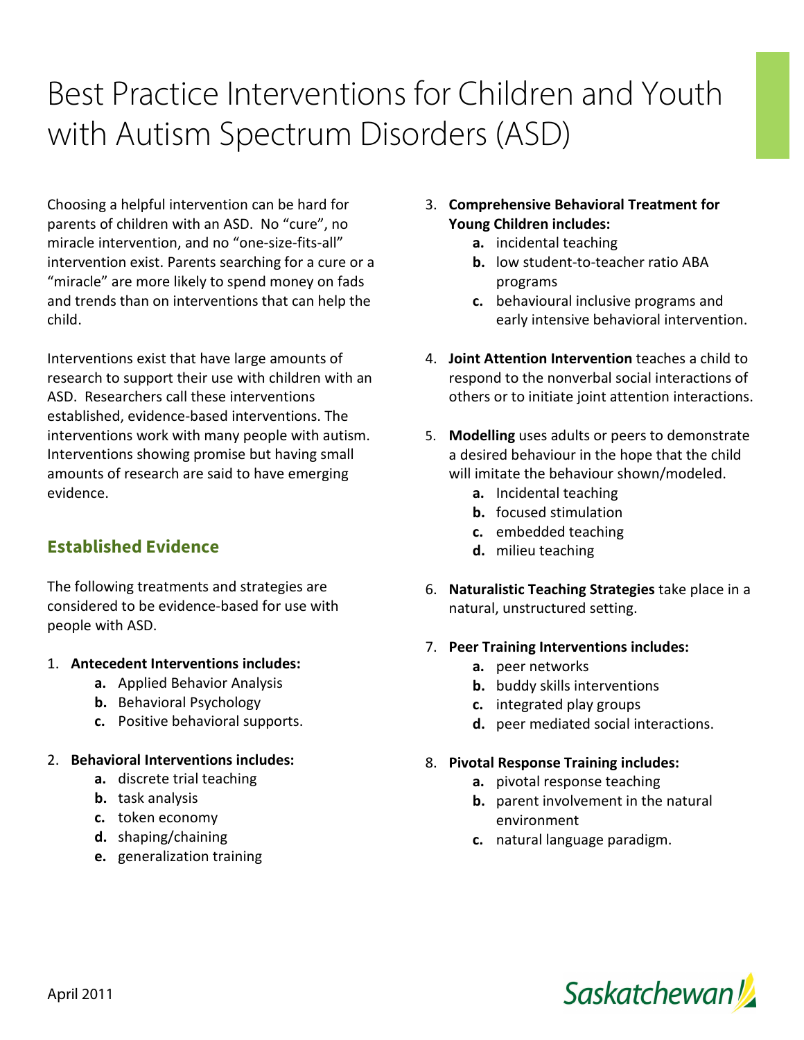# Best Practice Interventions for Children and Youth with Autism Spectrum Disorders (ASD)

Choosing a helpful intervention can be hard for parents of children with an ASD. No "cure", no miracle intervention, and no "one-size-fits-all" intervention exist. Parents searching for a cure or a "miracle" are more likely to spend money on fads and trends than on interventions that can help the child.

Interventions exist that have large amounts of research to support their use with children with an ASD. Researchers call these interventions established, evidence-based interventions. The interventions work with many people with autism. Interventions showing promise but having small amounts of research are said to have emerging evidence.

## Established Evidence

The following treatments and strategies are considered to be evidence-based for use with people with ASD.

1. **Antecedent Interventions includes:**
   - **a.** Applied Behavior Analysis
   - **b.** Behavioral Psychology
   - **c.** Positive behavioral supports.

2. **Behavioral Interventions includes:**
   - **a.** discrete trial teaching
   - **b.** task analysis
   - **c.** token economy
   - **d.** shaping/chaining
   - **e.** generalization training

3. **Comprehensive Behavioral Treatment for Young Children includes:**
   - **a.** incidental teaching
   - **b.** low student-to-teacher ratio ABA programs
   - **c.** behavioural inclusive programs and early intensive behavioral intervention.

4. **Joint Attention Intervention** teaches a child to respond to the nonverbal social interactions of others or to initiate joint attention interactions.

5. **Modelling** uses adults or peers to demonstrate a desired behaviour in the hope that the child will imitate the behaviour shown/modeled.
   - **a.** Incidental teaching
   - **b.** focused stimulation
   - **c.** embedded teaching
   - **d.** milieu teaching

6. **Naturalistic Teaching Strategies** take place in a natural, unstructured setting.

7. **Peer Training Interventions includes:**
   - **a.** peer networks
   - **b.** buddy skills interventions
   - **c.** integrated play groups
   - **d.** peer mediated social interactions.

8. **Pivotal Response Training includes:**
   - **a.** pivotal response teaching
   - **b.** parent involvement in the natural environment
   - **c.** natural language paradigm.

April 2011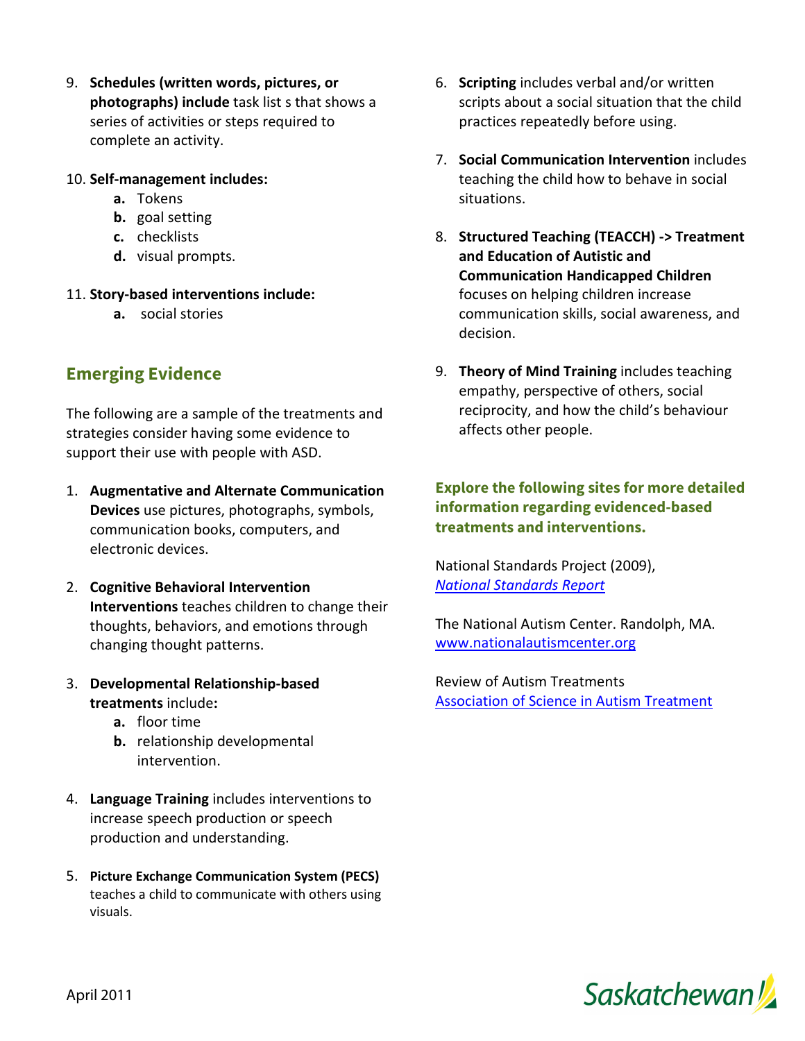9. **Schedules (written words, pictures, or photographs) include** task list s that shows a series of activities or steps required to complete an activity.

10. **Self-management includes:**
    - **a.** Tokens
    - **b.** goal setting
    - **c.** checklists
    - **d.** visual prompts.

11. **Story-based interventions include:**
    - **a.** social stories

## Emerging Evidence

The following are a sample of the treatments and strategies consider having some evidence to support their use with people with ASD.

1. **Augmentative and Alternate Communication Devices** use pictures, photographs, symbols, communication books, computers, and electronic devices.

2. **Cognitive Behavioral Intervention Interventions** teaches children to change their thoughts, behaviors, and emotions through changing thought patterns.

3. **Developmental Relationship-based treatments** include**:**
    - **a.** floor time
    - **b.** relationship developmental intervention.

4. **Language Training** includes interventions to increase speech production or speech production and understanding.

5. **Picture Exchange Communication System (PECS)** teaches a child to communicate with others using visuals.

6. **Scripting** includes verbal and/or written scripts about a social situation that the child practices repeatedly before using.

7. **Social Communication Intervention** includes teaching the child how to behave in social situations.

8. **Structured Teaching (TEACCH) -> Treatment and Education of Autistic and Communication Handicapped Children** focuses on helping children increase communication skills, social awareness, and decision.

9. **Theory of Mind Training** includes teaching empathy, perspective of others, social reciprocity, and how the child's behaviour affects other people.

### Explore the following sites for more detailed information regarding evidenced-based treatments and interventions.

National Standards Project (2009),
*National Standards Report*

The National Autism Center. Randolph, MA.
www.nationalautismcenter.org

Review of Autism Treatments
Association of Science in Autism Treatment

April 2011

Saskatchewan